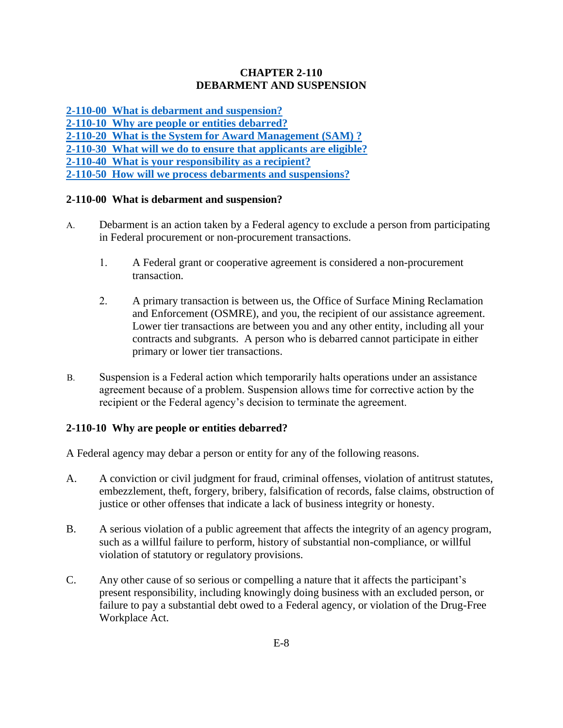# CHAPTER 2-110
# DEBARMENT AND SUSPENSION

[2-110-00 What is debarment and suspension?](#)
[2-110-10 Why are people or entities debarred?](#)
[2-110-20 What is the System for Award Management (SAM) ?](#)
[2-110-30 What will we do to ensure that applicants are eligible?](#)
[2-110-40 What is your responsibility as a recipient?](#)
[2-110-50 How will we process debarments and suspensions?](#)

## 2-110-00 What is debarment and suspension?

A. Debarment is an action taken by a Federal agency to exclude a person from participating in Federal procurement or non-procurement transactions.

   1. A Federal grant or cooperative agreement is considered a non-procurement transaction.

   2. A primary transaction is between us, the Office of Surface Mining Reclamation and Enforcement (OSMRE), and you, the recipient of our assistance agreement. Lower tier transactions are between you and any other entity, including all your contracts and subgrants. A person who is debarred cannot participate in either primary or lower tier transactions.

B. Suspension is a Federal action which temporarily halts operations under an assistance agreement because of a problem. Suspension allows time for corrective action by the recipient or the Federal agency's decision to terminate the agreement.

## 2-110-10 Why are people or entities debarred?

A Federal agency may debar a person or entity for any of the following reasons.

A. A conviction or civil judgment for fraud, criminal offenses, violation of antitrust statutes, embezzlement, theft, forgery, bribery, falsification of records, false claims, obstruction of justice or other offenses that indicate a lack of business integrity or honesty.

B. A serious violation of a public agreement that affects the integrity of an agency program, such as a willful failure to perform, history of substantial non-compliance, or willful violation of statutory or regulatory provisions.

C. Any other cause of so serious or compelling a nature that it affects the participant's present responsibility, including knowingly doing business with an excluded person, or failure to pay a substantial debt owed to a Federal agency, or violation of the Drug-Free Workplace Act.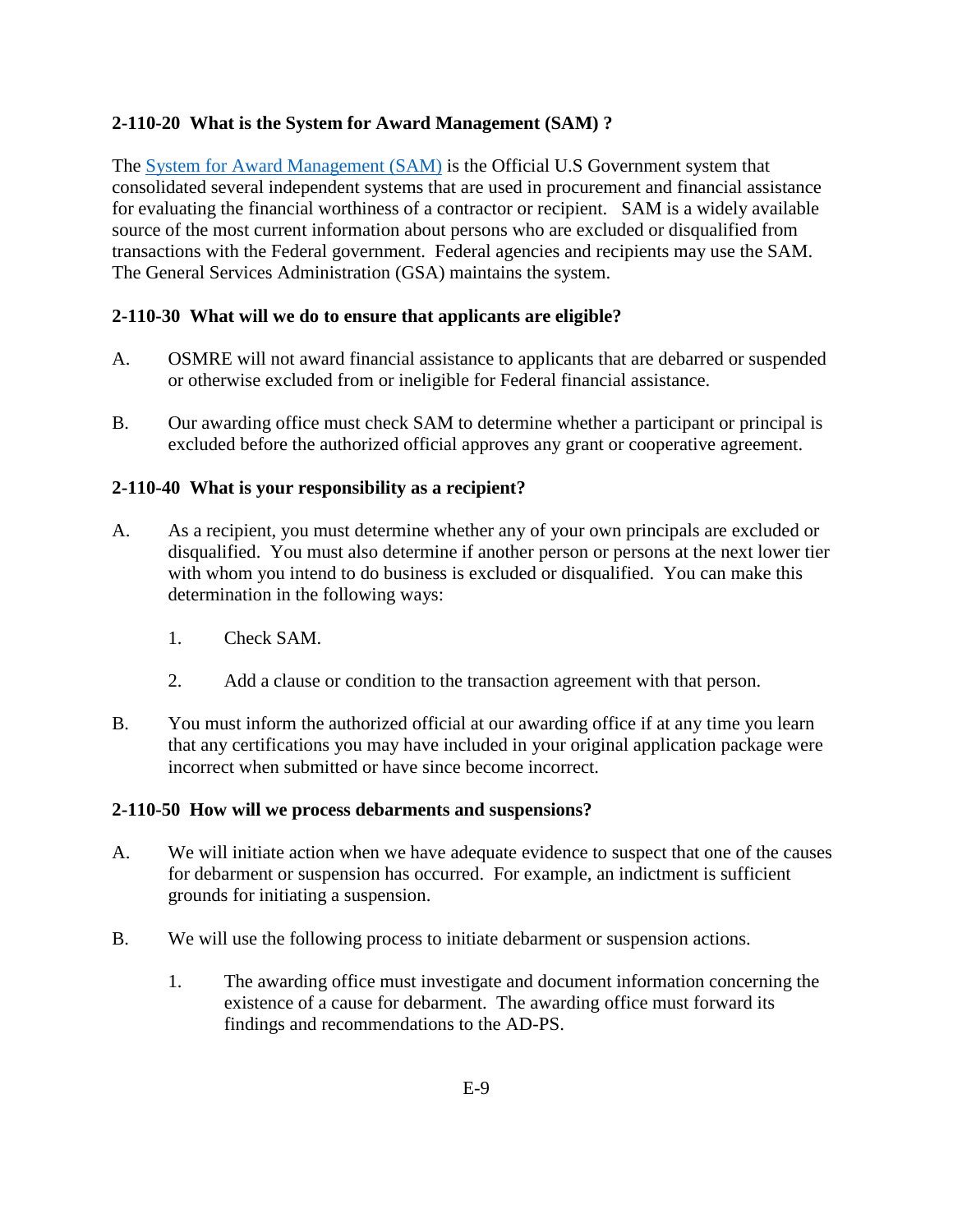### 2-110-20 What is the System for Award Management (SAM) ?

The System for Award Management (SAM) is the Official U.S Government system that consolidated several independent systems that are used in procurement and financial assistance for evaluating the financial worthiness of a contractor or recipient. SAM is a widely available source of the most current information about persons who are excluded or disqualified from transactions with the Federal government. Federal agencies and recipients may use the SAM. The General Services Administration (GSA) maintains the system.

### 2-110-30 What will we do to ensure that applicants are eligible?

A. OSMRE will not award financial assistance to applicants that are debarred or suspended or otherwise excluded from or ineligible for Federal financial assistance.

B. Our awarding office must check SAM to determine whether a participant or principal is excluded before the authorized official approves any grant or cooperative agreement.

### 2-110-40 What is your responsibility as a recipient?

A. As a recipient, you must determine whether any of your own principals are excluded or disqualified. You must also determine if another person or persons at the next lower tier with whom you intend to do business is excluded or disqualified. You can make this determination in the following ways:

   1. Check SAM.

   2. Add a clause or condition to the transaction agreement with that person.

B. You must inform the authorized official at our awarding office if at any time you learn that any certifications you may have included in your original application package were incorrect when submitted or have since become incorrect.

### 2-110-50 How will we process debarments and suspensions?

A. We will initiate action when we have adequate evidence to suspect that one of the causes for debarment or suspension has occurred. For example, an indictment is sufficient grounds for initiating a suspension.

B. We will use the following process to initiate debarment or suspension actions.

   1. The awarding office must investigate and document information concerning the existence of a cause for debarment. The awarding office must forward its findings and recommendations to the AD-PS.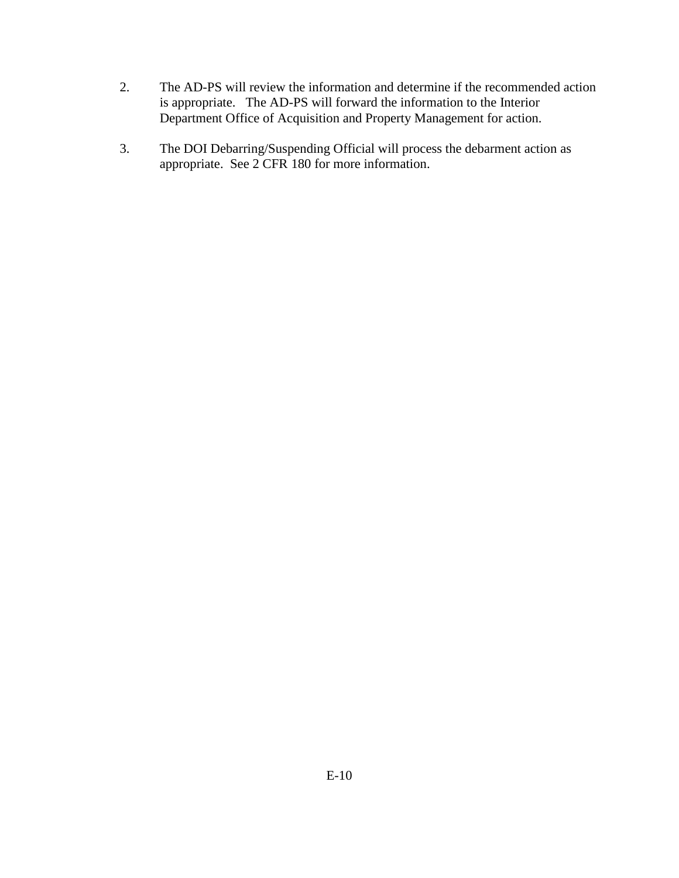2. The AD-PS will review the information and determine if the recommended action is appropriate. The AD-PS will forward the information to the Interior Department Office of Acquisition and Property Management for action.

3. The DOI Debarring/Suspending Official will process the debarment action as appropriate. See 2 CFR 180 for more information.